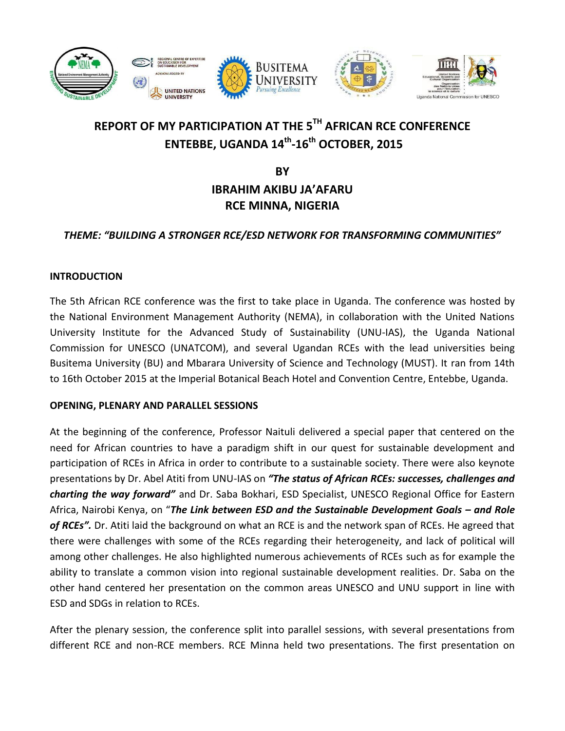# REPORT OF MY PARTICIPATION AT THE 5TH AFRICAN RCE CONFERENCE ENTEBBE, UGANDA 14th-16th OCTOBER, 2015

**BY**

**IBRAHIM AKIBU JA'AFARU**
**RCE MINNA, NIGERIA**

***THEME: "BUILDING A STRONGER RCE/ESD NETWORK FOR TRANSFORMING COMMUNITIES"***

## INTRODUCTION

The 5th African RCE conference was the first to take place in Uganda. The conference was hosted by the National Environment Management Authority (NEMA), in collaboration with the United Nations University Institute for the Advanced Study of Sustainability (UNU-IAS), the Uganda National Commission for UNESCO (UNATCOM), and several Ugandan RCEs with the lead universities being Busitema University (BU) and Mbarara University of Science and Technology (MUST). It ran from 14th to 16th October 2015 at the Imperial Botanical Beach Hotel and Convention Centre, Entebbe, Uganda.

## OPENING, PLENARY AND PARALLEL SESSIONS

At the beginning of the conference, Professor Naituli delivered a special paper that centered on the need for African countries to have a paradigm shift in our quest for sustainable development and participation of RCEs in Africa in order to contribute to a sustainable society. There were also keynote presentations by Dr. Abel Atiti from UNU-IAS on ***"The status of African RCEs: successes, challenges and charting the way forward"*** and Dr. Saba Bokhari, ESD Specialist, UNESCO Regional Office for Eastern Africa, Nairobi Kenya, on "***The Link between ESD and the Sustainable Development Goals – and Role of RCEs".*** Dr. Atiti laid the background on what an RCE is and the network span of RCEs. He agreed that there were challenges with some of the RCEs regarding their heterogeneity, and lack of political will among other challenges. He also highlighted numerous achievements of RCEs such as for example the ability to translate a common vision into regional sustainable development realities. Dr. Saba on the other hand centered her presentation on the common areas UNESCO and UNU support in line with ESD and SDGs in relation to RCEs.

After the plenary session, the conference split into parallel sessions, with several presentations from different RCE and non-RCE members. RCE Minna held two presentations. The first presentation on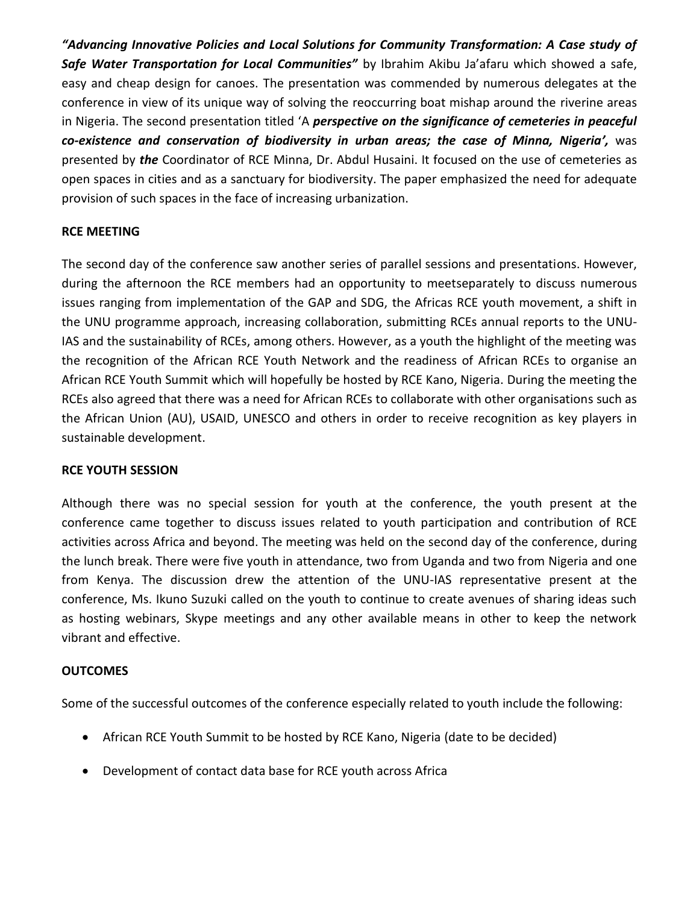***"Advancing Innovative Policies and Local Solutions for Community Transformation: A Case study of Safe Water Transportation for Local Communities"*** by Ibrahim Akibu Ja'afaru which showed a safe, easy and cheap design for canoes. The presentation was commended by numerous delegates at the conference in view of its unique way of solving the reoccurring boat mishap around the riverine areas in Nigeria. The second presentation titled 'A ***perspective on the significance of cemeteries in peaceful co-existence and conservation of biodiversity in urban areas; the case of Minna, Nigeria',*** was presented by ***the*** Coordinator of RCE Minna, Dr. Abdul Husaini. It focused on the use of cemeteries as open spaces in cities and as a sanctuary for biodiversity. The paper emphasized the need for adequate provision of such spaces in the face of increasing urbanization.

**RCE MEETING**

The second day of the conference saw another series of parallel sessions and presentations. However, during the afternoon the RCE members had an opportunity to meetseparately to discuss numerous issues ranging from implementation of the GAP and SDG, the Africas RCE youth movement, a shift in the UNU programme approach, increasing collaboration, submitting RCEs annual reports to the UNU-IAS and the sustainability of RCEs, among others. However, as a youth the highlight of the meeting was the recognition of the African RCE Youth Network and the readiness of African RCEs to organise an African RCE Youth Summit which will hopefully be hosted by RCE Kano, Nigeria. During the meeting the RCEs also agreed that there was a need for African RCEs to collaborate with other organisations such as the African Union (AU), USAID, UNESCO and others in order to receive recognition as key players in sustainable development.

**RCE YOUTH SESSION**

Although there was no special session for youth at the conference, the youth present at the conference came together to discuss issues related to youth participation and contribution of RCE activities across Africa and beyond. The meeting was held on the second day of the conference, during the lunch break. There were five youth in attendance, two from Uganda and two from Nigeria and one from Kenya. The discussion drew the attention of the UNU-IAS representative present at the conference, Ms. Ikuno Suzuki called on the youth to continue to create avenues of sharing ideas such as hosting webinars, Skype meetings and any other available means in other to keep the network vibrant and effective.

**OUTCOMES**

Some of the successful outcomes of the conference especially related to youth include the following:

- African RCE Youth Summit to be hosted by RCE Kano, Nigeria (date to be decided)
- Development of contact data base for RCE youth across Africa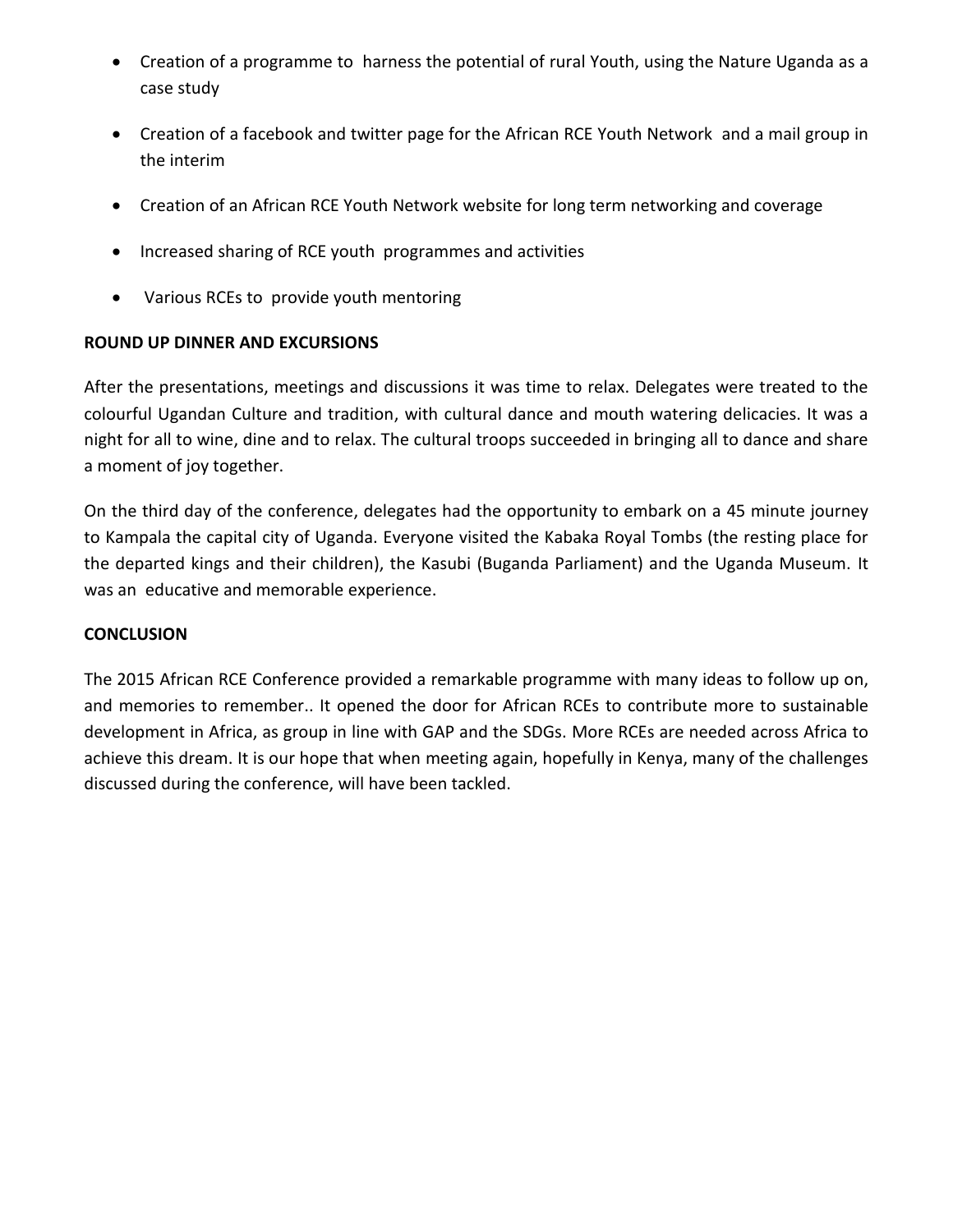- Creation of a programme to harness the potential of rural Youth, using the Nature Uganda as a case study
- Creation of a facebook and twitter page for the African RCE Youth Network and a mail group in the interim
- Creation of an African RCE Youth Network website for long term networking and coverage
- Increased sharing of RCE youth programmes and activities
- Various RCEs to provide youth mentoring

**ROUND UP DINNER AND EXCURSIONS**

After the presentations, meetings and discussions it was time to relax. Delegates were treated to the colourful Ugandan Culture and tradition, with cultural dance and mouth watering delicacies. It was a night for all to wine, dine and to relax. The cultural troops succeeded in bringing all to dance and share a moment of joy together.

On the third day of the conference, delegates had the opportunity to embark on a 45 minute journey to Kampala the capital city of Uganda. Everyone visited the Kabaka Royal Tombs (the resting place for the departed kings and their children), the Kasubi (Buganda Parliament) and the Uganda Museum. It was an educative and memorable experience.

**CONCLUSION**

The 2015 African RCE Conference provided a remarkable programme with many ideas to follow up on, and memories to remember.. It opened the door for African RCEs to contribute more to sustainable development in Africa, as group in line with GAP and the SDGs. More RCEs are needed across Africa to achieve this dream. It is our hope that when meeting again, hopefully in Kenya, many of the challenges discussed during the conference, will have been tackled.